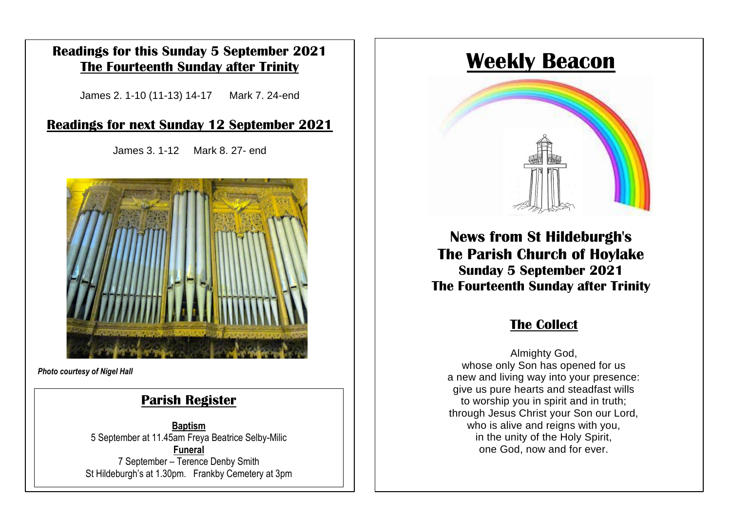## Readings for this Sunday 5 September 2021
## The Fourteenth Sunday after Trinity

James 2. 1-10 (11-13) 14-17 Mark 7. 24-end

## Readings for next Sunday 12 September 2021

James 3. 1-12 Mark 8. 27- end

***Photo courtesy of Nigel Hall***

## Parish Register

**Baptism**
5 September at 11.45am Freya Beatrice Selby-Milic

**Funeral**
7 September – Terence Denby Smith
St Hildeburgh's at 1.30pm. Frankby Cemetery at 3pm

# Weekly Beacon

## News from St Hildeburgh's
## The Parish Church of Hoylake
### Sunday 5 September 2021
### The Fourteenth Sunday after Trinity

## The Collect

Almighty God,
whose only Son has opened for us
a new and living way into your presence:
give us pure hearts and steadfast wills
to worship you in spirit and in truth;
through Jesus Christ your Son our Lord,
who is alive and reigns with you,
in the unity of the Holy Spirit,
one God, now and for ever.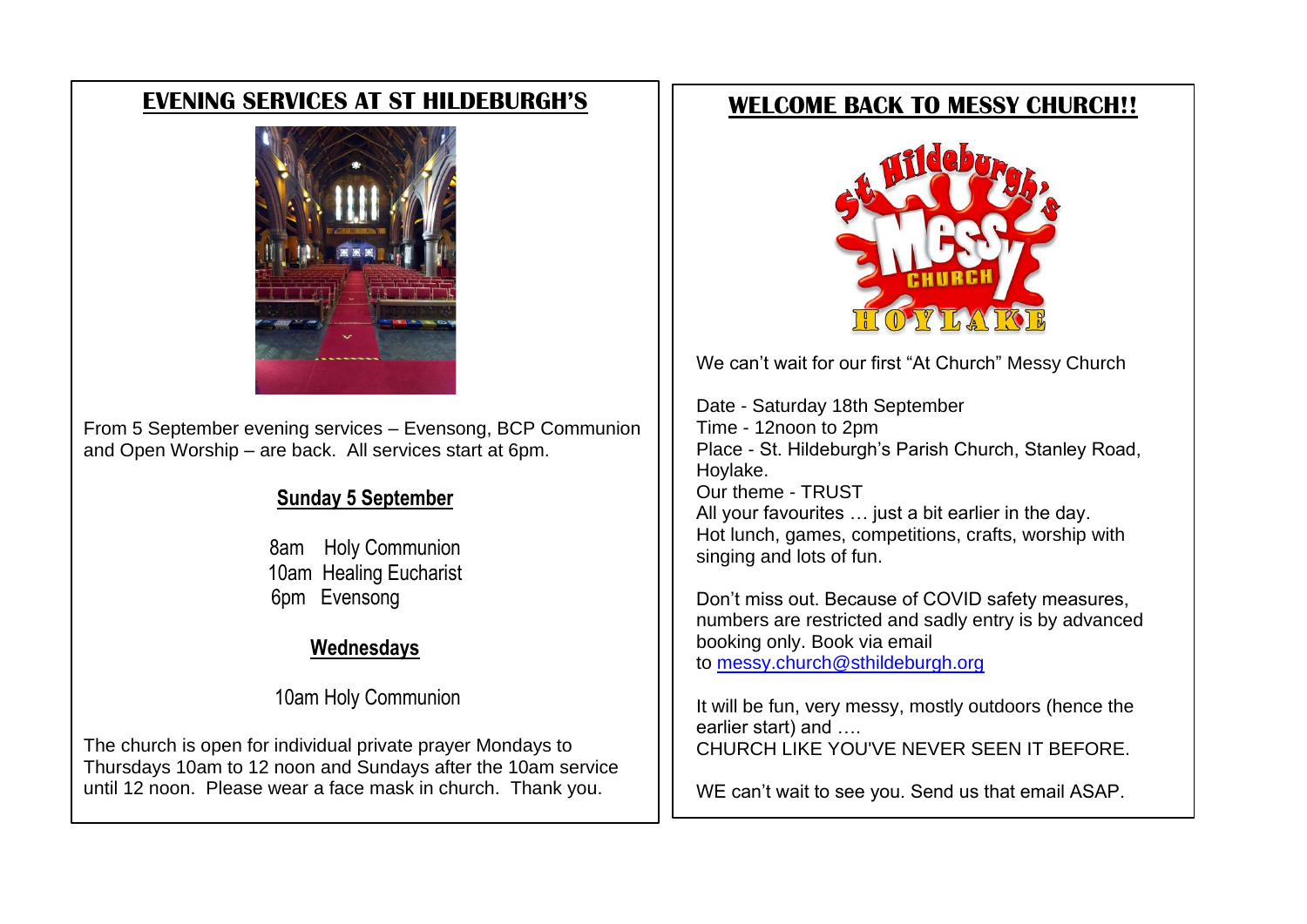## EVENING SERVICES AT ST HILDEBURGH'S

From 5 September evening services – Evensong, BCP Communion and Open Worship – are back. All services start at 6pm.

### Sunday 5 September

8am Holy Communion
10am Healing Eucharist
6pm Evensong

### Wednesdays

10am Holy Communion

The church is open for individual private prayer Mondays to Thursdays 10am to 12 noon and Sundays after the 10am service until 12 noon. Please wear a face mask in church. Thank you.

## WELCOME BACK TO MESSY CHURCH!!

St Hildeburgh's Messy Church Hoylake

We can't wait for our first "At Church" Messy Church

Date - Saturday 18th September
Time - 12noon to 2pm
Place - St. Hildeburgh's Parish Church, Stanley Road, Hoylake.
Our theme - TRUST
All your favourites … just a bit earlier in the day.
Hot lunch, games, competitions, crafts, worship with singing and lots of fun.

Don't miss out. Because of COVID safety measures, numbers are restricted and sadly entry is by advanced booking only. Book via email to messy.church@sthildeburgh.org

It will be fun, very messy, mostly outdoors (hence the earlier start) and ….
CHURCH LIKE YOU'VE NEVER SEEN IT BEFORE.

WE can't wait to see you. Send us that email ASAP.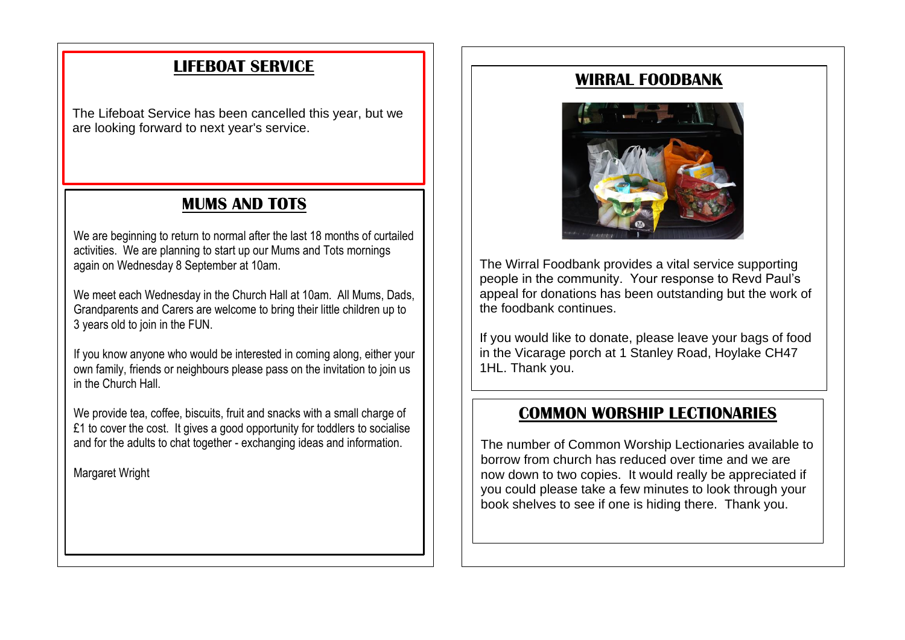## LIFEBOAT SERVICE

The Lifeboat Service has been cancelled this year, but we are looking forward to next year's service.

## MUMS AND TOTS

We are beginning to return to normal after the last 18 months of curtailed activities. We are planning to start up our Mums and Tots mornings again on Wednesday 8 September at 10am.

We meet each Wednesday in the Church Hall at 10am. All Mums, Dads, Grandparents and Carers are welcome to bring their little children up to 3 years old to join in the FUN.

If you know anyone who would be interested in coming along, either your own family, friends or neighbours please pass on the invitation to join us in the Church Hall.

We provide tea, coffee, biscuits, fruit and snacks with a small charge of £1 to cover the cost. It gives a good opportunity for toddlers to socialise and for the adults to chat together - exchanging ideas and information.

Margaret Wright

## WIRRAL FOODBANK

The Wirral Foodbank provides a vital service supporting people in the community. Your response to Revd Paul's appeal for donations has been outstanding but the work of the foodbank continues.

If you would like to donate, please leave your bags of food in the Vicarage porch at 1 Stanley Road, Hoylake CH47 1HL. Thank you.

## COMMON WORSHIP LECTIONARIES

The number of Common Worship Lectionaries available to borrow from church has reduced over time and we are now down to two copies. It would really be appreciated if you could please take a few minutes to look through your book shelves to see if one is hiding there. Thank you.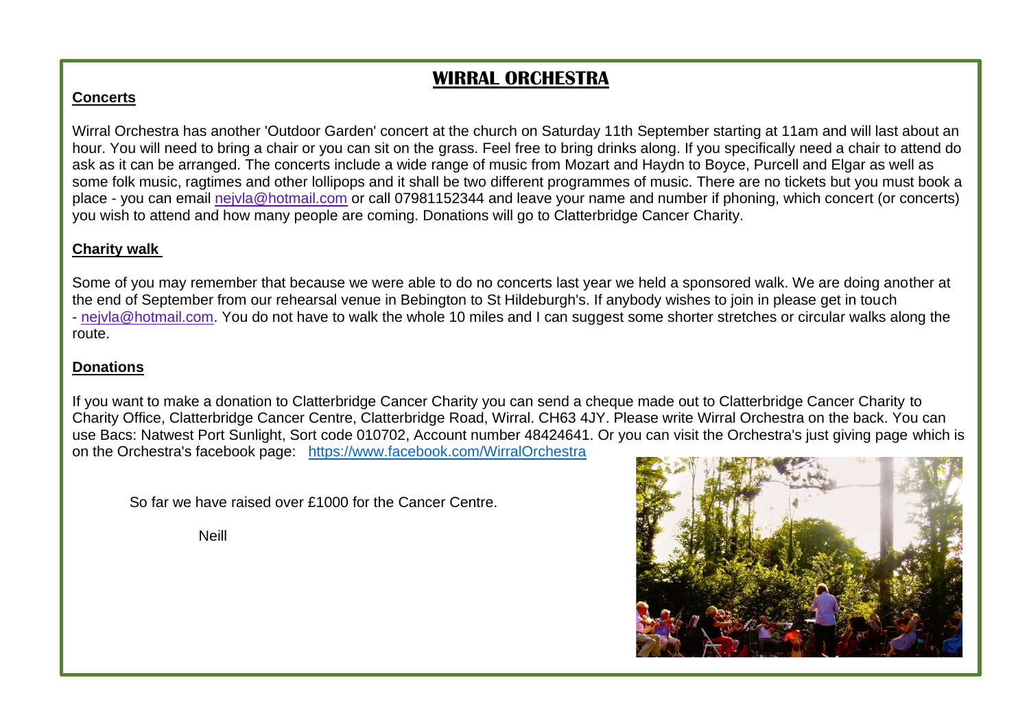# WIRRAL ORCHESTRA

## Concerts

Wirral Orchestra has another 'Outdoor Garden' concert at the church on Saturday 11th September starting at 11am and will last about an hour. You will need to bring a chair or you can sit on the grass. Feel free to bring drinks along. If you specifically need a chair to attend do ask as it can be arranged. The concerts include a wide range of music from Mozart and Haydn to Boyce, Purcell and Elgar as well as some folk music, ragtimes and other lollipops and it shall be two different programmes of music. There are no tickets but you must book a place - you can email nejvla@hotmail.com or call 07981152344 and leave your name and number if phoning, which concert (or concerts) you wish to attend and how many people are coming. Donations will go to Clatterbridge Cancer Charity.

## Charity walk

Some of you may remember that because we were able to do no concerts last year we held a sponsored walk. We are doing another at the end of September from our rehearsal venue in Bebington to St Hildeburgh's. If anybody wishes to join in please get in touch - nejvla@hotmail.com. You do not have to walk the whole 10 miles and I can suggest some shorter stretches or circular walks along the route.

## Donations

If you want to make a donation to Clatterbridge Cancer Charity you can send a cheque made out to Clatterbridge Cancer Charity to Charity Office, Clatterbridge Cancer Centre, Clatterbridge Road, Wirral. CH63 4JY. Please write Wirral Orchestra on the back. You can use Bacs: Natwest Port Sunlight, Sort code 010702, Account number 48424641. Or you can visit the Orchestra's just giving page which is on the Orchestra's facebook page: https://www.facebook.com/WirralOrchestra

So far we have raised over £1000 for the Cancer Centre.

Neill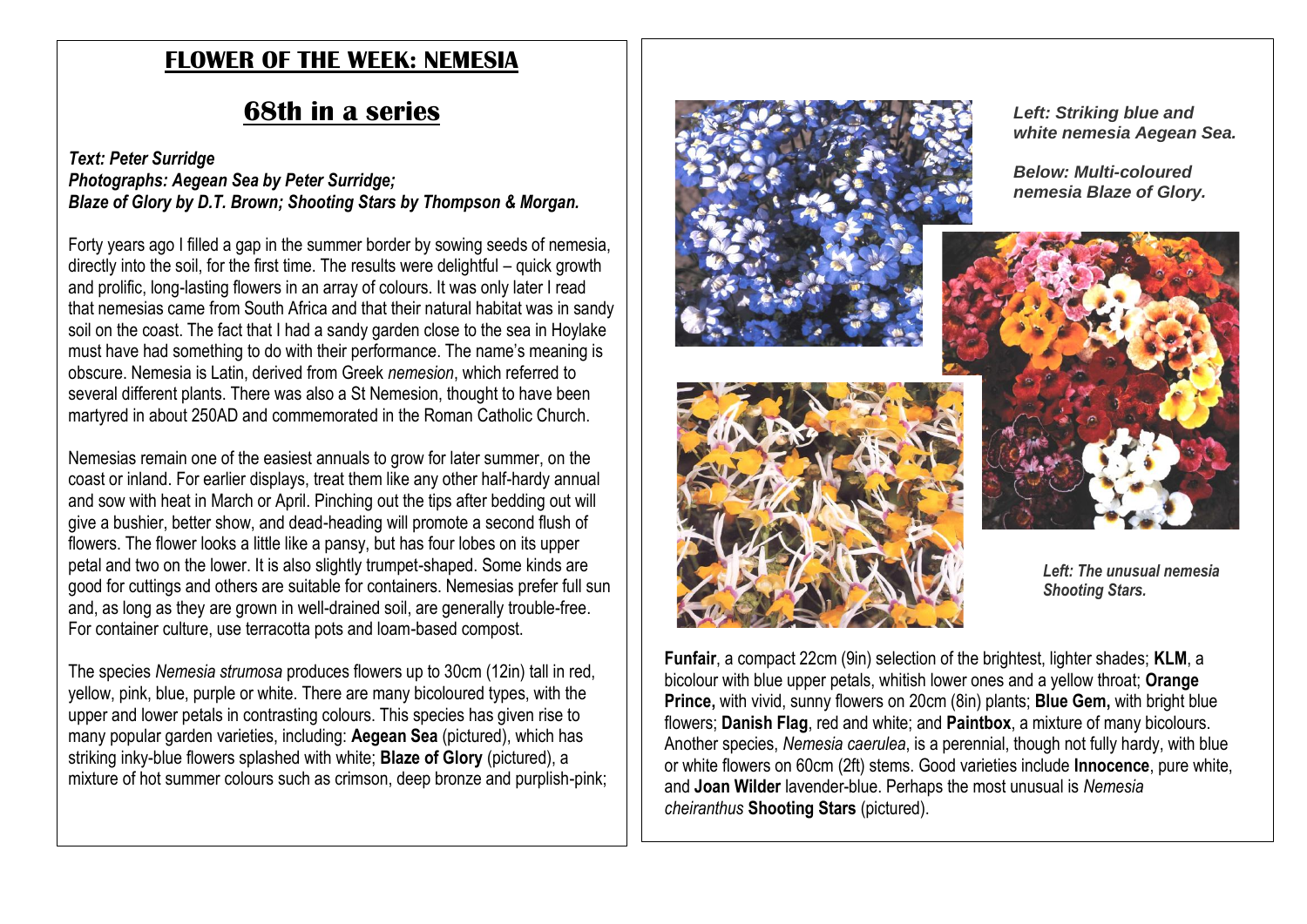# FLOWER OF THE WEEK: NEMESIA

## 68th in a series

***Text: Peter Surridge***
***Photographs: Aegean Sea by Peter Surridge;***
***Blaze of Glory by D.T. Brown; Shooting Stars by Thompson & Morgan.***

Forty years ago I filled a gap in the summer border by sowing seeds of nemesia, directly into the soil, for the first time. The results were delightful – quick growth and prolific, long-lasting flowers in an array of colours. It was only later I read that nemesias came from South Africa and that their natural habitat was in sandy soil on the coast. The fact that I had a sandy garden close to the sea in Hoylake must have had something to do with their performance. The name's meaning is obscure. Nemesia is Latin, derived from Greek *nemesion*, which referred to several different plants. There was also a St Nemesion, thought to have been martyred in about 250AD and commemorated in the Roman Catholic Church.

Nemesias remain one of the easiest annuals to grow for later summer, on the coast or inland. For earlier displays, treat them like any other half-hardy annual and sow with heat in March or April. Pinching out the tips after bedding out will give a bushier, better show, and dead-heading will promote a second flush of flowers. The flower looks a little like a pansy, but has four lobes on its upper petal and two on the lower. It is also slightly trumpet-shaped. Some kinds are good for cuttings and others are suitable for containers. Nemesias prefer full sun and, as long as they are grown in well-drained soil, are generally trouble-free. For container culture, use terracotta pots and loam-based compost.

The species *Nemesia strumosa* produces flowers up to 30cm (12in) tall in red, yellow, pink, blue, purple or white. There are many bicoloured types, with the upper and lower petals in contrasting colours. This species has given rise to many popular garden varieties, including: **Aegean Sea** (pictured), which has striking inky-blue flowers splashed with white; **Blaze of Glory** (pictured), a mixture of hot summer colours such as crimson, deep bronze and purplish-pink;

***Left: Striking blue and white nemesia Aegean Sea.***

***Below: Multi-coloured nemesia Blaze of Glory.***

***Left: The unusual nemesia Shooting Stars.***

**Funfair**, a compact 22cm (9in) selection of the brightest, lighter shades; **KLM**, a bicolour with blue upper petals, whitish lower ones and a yellow throat; **Orange Prince,** with vivid, sunny flowers on 20cm (8in) plants; **Blue Gem,** with bright blue flowers; **Danish Flag**, red and white; and **Paintbox**, a mixture of many bicolours. Another species, *Nemesia caerulea*, is a perennial, though not fully hardy, with blue or white flowers on 60cm (2ft) stems. Good varieties include **Innocence**, pure white, and **Joan Wilder** lavender-blue. Perhaps the most unusual is *Nemesia cheiranthus* **Shooting Stars** (pictured).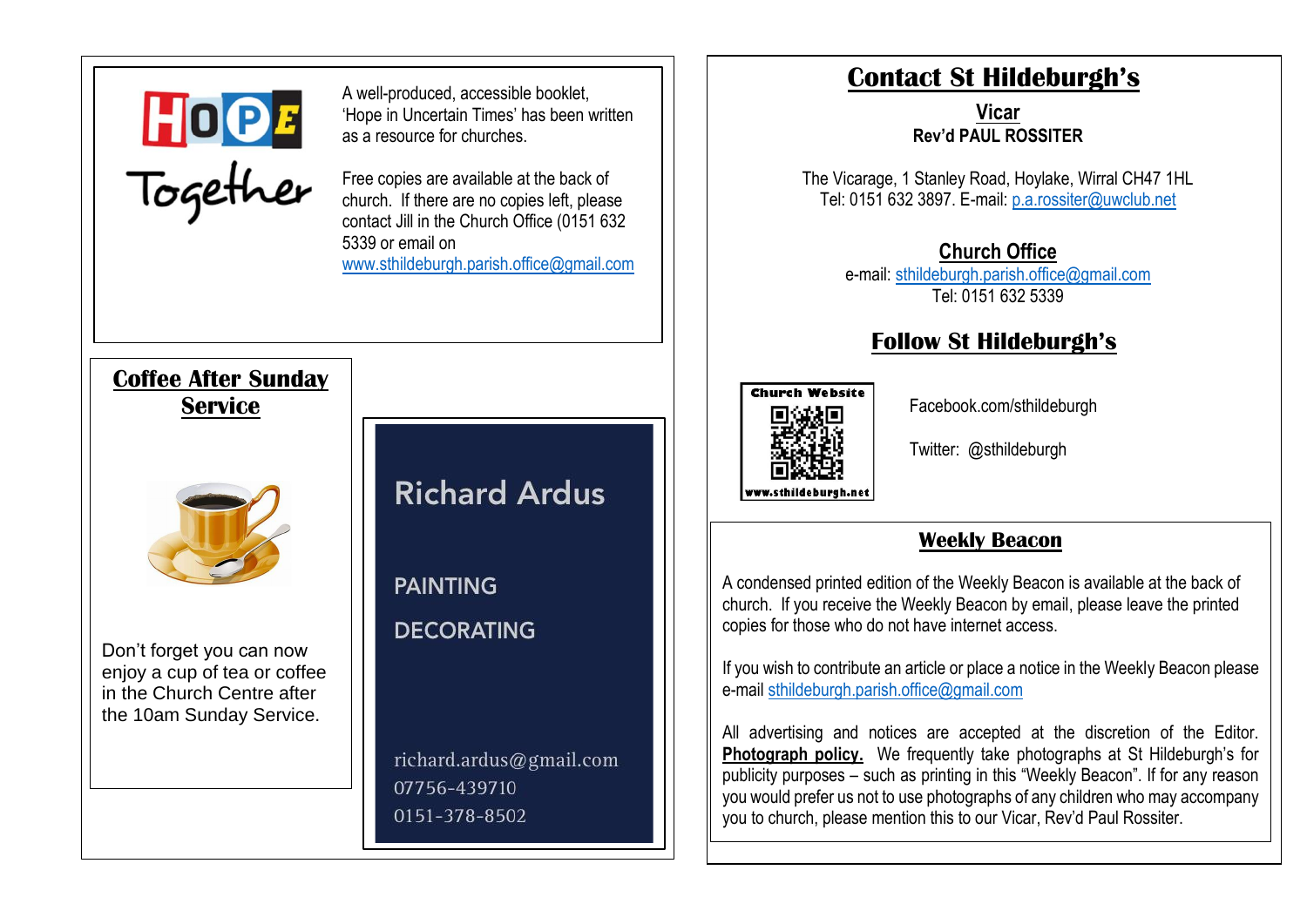HOPE Together

A well-produced, accessible booklet, 'Hope in Uncertain Times' has been written as a resource for churches.

Free copies are available at the back of church. If there are no copies left, please contact Jill in the Church Office (0151 632 5339 or email on www.sthildeburgh.parish.office@gmail.com

## Coffee After Sunday Service

Don't forget you can now enjoy a cup of tea or coffee in the Church Centre after the 10am Sunday Service.

Richard Ardus

PAINTING

DECORATING

richard.ardus@gmail.com
07756-439710
0151-378-8502

## Contact St Hildeburgh's

**Vicar**
**Rev'd PAUL ROSSITER**

The Vicarage, 1 Stanley Road, Hoylake, Wirral CH47 1HL
Tel: 0151 632 3897. E-mail: p.a.rossiter@uwclub.net

**Church Office**
e-mail: sthildeburgh.parish.office@gmail.com
Tel: 0151 632 5339

## Follow St Hildeburgh's

Church Website
www.sthildeburgh.net

Facebook.com/sthildeburgh

Twitter: @sthildeburgh

## Weekly Beacon

A condensed printed edition of the Weekly Beacon is available at the back of church. If you receive the Weekly Beacon by email, please leave the printed copies for those who do not have internet access.

If you wish to contribute an article or place a notice in the Weekly Beacon please e-mail sthildeburgh.parish.office@gmail.com

All advertising and notices are accepted at the discretion of the Editor. **Photograph policy.** We frequently take photographs at St Hildeburgh's for publicity purposes – such as printing in this "Weekly Beacon". If for any reason you would prefer us not to use photographs of any children who may accompany you to church, please mention this to our Vicar, Rev'd Paul Rossiter.